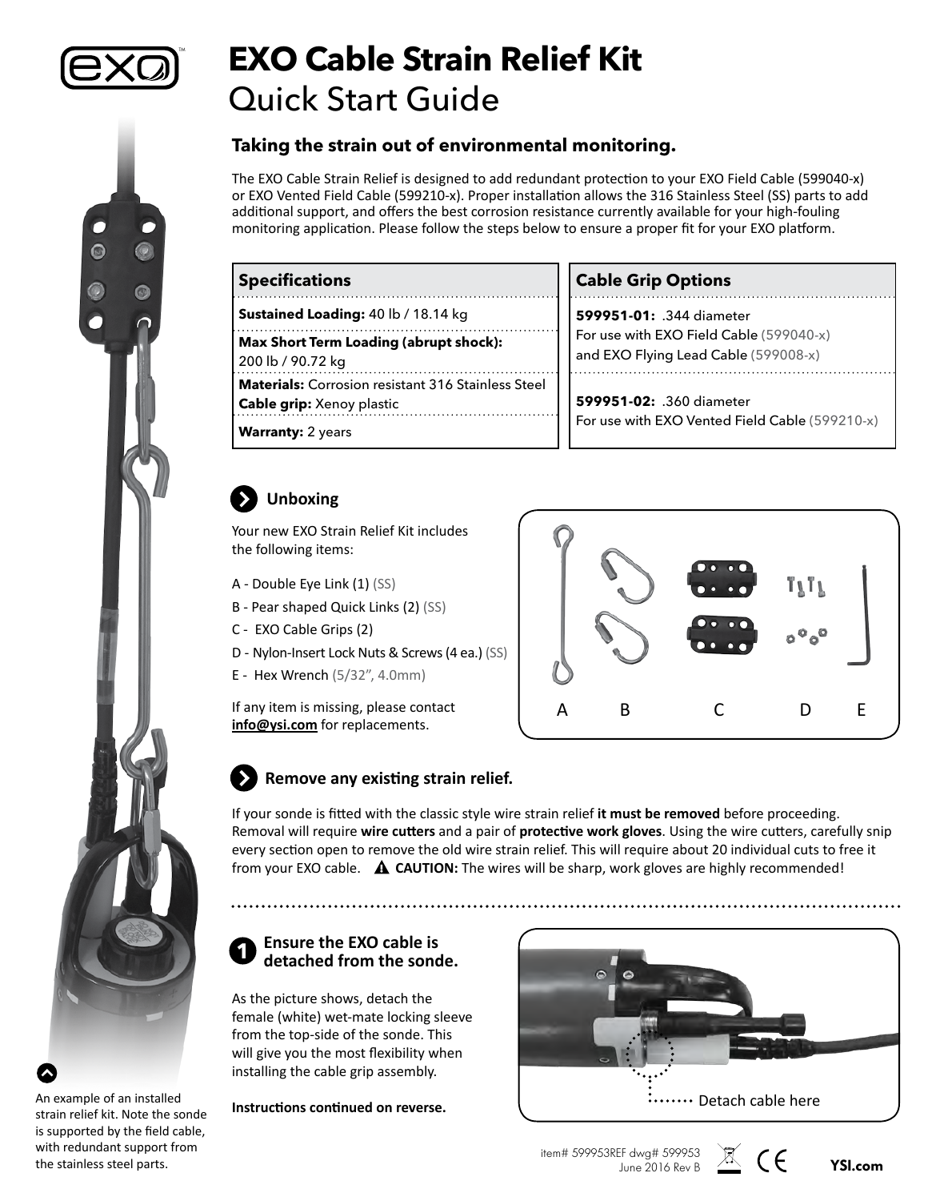# EXO Cable Strain Relief Kit

## Quick Start Guide

### Taking the strain out of environmental monitoring.

The EXO Cable Strain Relief is designed to add redundant protection to your EXO Field Cable (599040-x) or EXO Vented Field Cable (599210-x). Proper installation allows the 316 Stainless Steel (SS) parts to add additional support, and offers the best corrosion resistance currently available for your high-fouling monitoring application. Please follow the steps below to ensure a proper fit for your EXO platform.

| Specifications |
| --- |
| **Sustained Loading:** 40 lb / 18.14 kg |
| **Max Short Term Loading (abrupt shock):** 200 lb / 90.72 kg |
| **Materials:** Corrosion resistant 316 Stainless Steel<br>**Cable grip:** Xenoy plastic |
| **Warranty:** 2 years |

| Cable Grip Options |
| --- |
| **599951-01:** .344 diameter<br>For use with EXO Field Cable (599040-x) and EXO Flying Lead Cable (599008-x) |
| **599951-02:** .360 diameter<br>For use with EXO Vented Field Cable (599210-x) |

### Unboxing

Your new EXO Strain Relief Kit includes the following items:

- A - Double Eye Link (1) (SS)
- B - Pear shaped Quick Links (2) (SS)
- C - EXO Cable Grips (2)
- D - Nylon-Insert Lock Nuts & Screws (4 ea.) (SS)
- E - Hex Wrench (5/32", 4.0mm)

If any item is missing, please contact **info@ysi.com** for replacements.

A B C D E

### Remove any existing strain relief.

If your sonde is fitted with the classic style wire strain relief **it must be removed** before proceeding. Removal will require **wire cutters** and a pair of **protective work gloves**. Using the wire cutters, carefully snip every section open to remove the old wire strain relief. This will require about 20 individual cuts to free it from your EXO cable. ⚠ **CAUTION:** The wires will be sharp, work gloves are highly recommended!

### 1 Ensure the EXO cable is detached from the sonde.

As the picture shows, detach the female (white) wet-mate locking sleeve from the top-side of the sonde. This will give you the most flexibility when installing the cable grip assembly.

Detach cable here

**Instructions continued on reverse.**

An example of an installed strain relief kit. Note the sonde is supported by the field cable, with redundant support from the stainless steel parts.

item# 599953REF dwg# 599953
June 2016 Rev B

YSI.com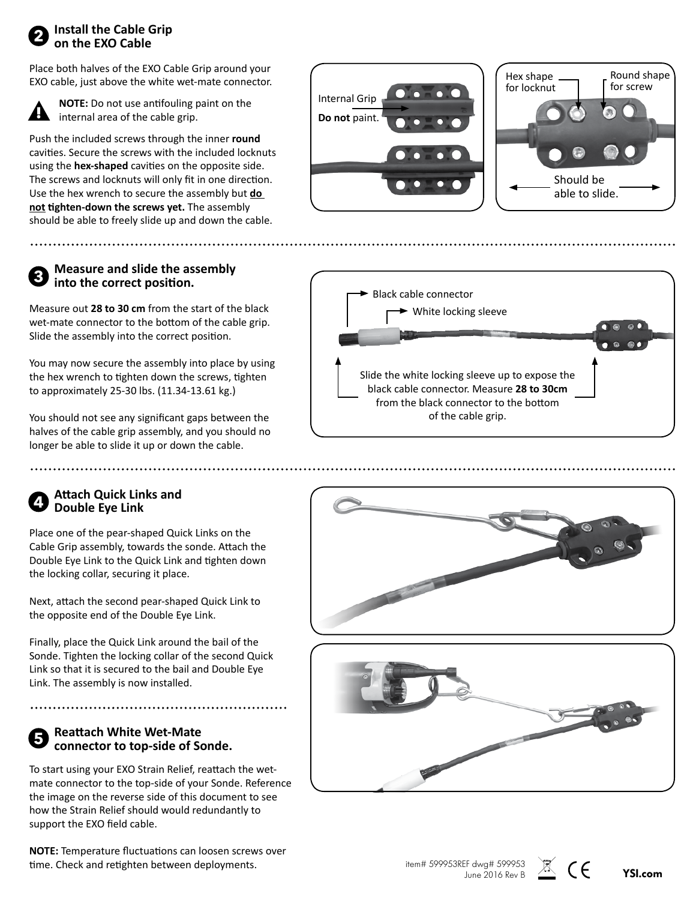## 2 Install the Cable Grip on the EXO Cable

Place both halves of the EXO Cable Grip around your EXO cable, just above the white wet-mate connector.

**NOTE:** Do not use antifouling paint on the internal area of the cable grip.

Push the included screws through the inner **round** cavities. Secure the screws with the included locknuts using the **hex-shaped** cavities on the opposite side. The screws and locknuts will only fit in one direction. Use the hex wrench to secure the assembly but **do not tighten-down the screws yet.** The assembly should be able to freely slide up and down the cable.

Internal Grip
**Do not** paint.

Hex shape for locknut
Round shape for screw
Should be able to slide.

## 3 Measure and slide the assembly into the correct position.

Measure out **28 to 30 cm** from the start of the black wet-mate connector to the bottom of the cable grip. Slide the assembly into the correct position.

You may now secure the assembly into place by using the hex wrench to tighten down the screws, tighten to approximately 25-30 lbs. (11.34-13.61 kg.)

You should not see any significant gaps between the halves of the cable grip assembly, and you should no longer be able to slide it up or down the cable.

Black cable connector
White locking sleeve

Slide the white locking sleeve up to expose the black cable connector. Measure **28 to 30cm** from the black connector to the bottom of the cable grip.

## 4 Attach Quick Links and Double Eye Link

Place one of the pear-shaped Quick Links on the Cable Grip assembly, towards the sonde. Attach the Double Eye Link to the Quick Link and tighten down the locking collar, securing it place.

Next, attach the second pear-shaped Quick Link to the opposite end of the Double Eye Link.

Finally, place the Quick Link around the bail of the Sonde. Tighten the locking collar of the second Quick Link so that it is secured to the bail and Double Eye Link. The assembly is now installed.

## 5 Reattach White Wet-Mate connector to top-side of Sonde.

To start using your EXO Strain Relief, reattach the wet-mate connector to the top-side of your Sonde. Reference the image on the reverse side of this document to see how the Strain Relief should would redundantly to support the EXO field cable.

**NOTE:** Temperature fluctuations can loosen screws over time. Check and retighten between deployments.

item# 599953REF dwg# 599953
June 2016 Rev B

YSI.com